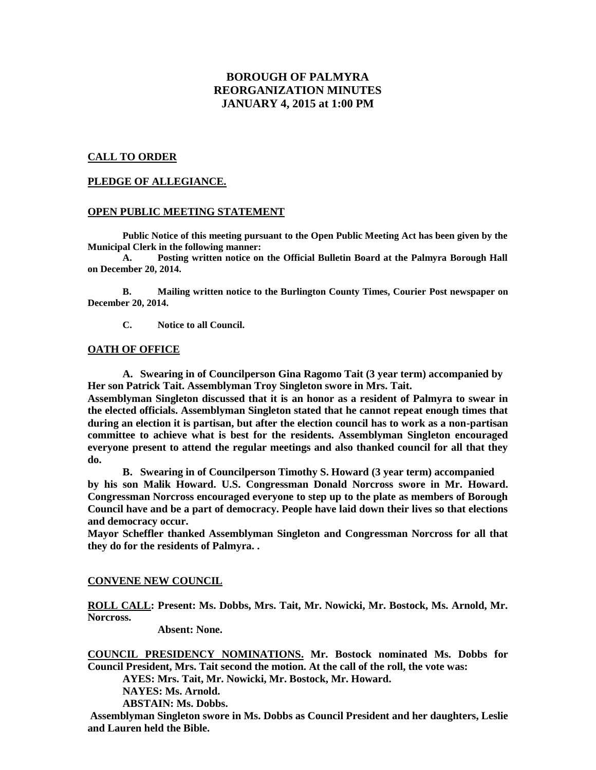# BOROUGH OF PALMYRA
# REORGANIZATION MINUTES
# JANUARY 4, 2015 at 1:00 PM

**CALL TO ORDER**

**PLEDGE OF ALLEGIANCE.**

**OPEN PUBLIC MEETING STATEMENT**

**Public Notice of this meeting pursuant to the Open Public Meeting Act has been given by the Municipal Clerk in the following manner:**

**A. Posting written notice on the Official Bulletin Board at the Palmyra Borough Hall on December 20, 2014.**

**B. Mailing written notice to the Burlington County Times, Courier Post newspaper on December 20, 2014.**

**C. Notice to all Council.**

**OATH OF OFFICE**

**A. Swearing in of Councilperson Gina Ragomo Tait (3 year term) accompanied by Her son Patrick Tait. Assemblyman Troy Singleton swore in Mrs. Tait.**

**Assemblyman Singleton discussed that it is an honor as a resident of Palmyra to swear in the elected officials. Assemblyman Singleton stated that he cannot repeat enough times that during an election it is partisan, but after the election council has to work as a non-partisan committee to achieve what is best for the residents. Assemblyman Singleton encouraged everyone present to attend the regular meetings and also thanked council for all that they do.**

**B. Swearing in of Councilperson Timothy S. Howard (3 year term) accompanied by his son Malik Howard. U.S. Congressman Donald Norcross swore in Mr. Howard. Congressman Norcross encouraged everyone to step up to the plate as members of Borough Council have and be a part of democracy. People have laid down their lives so that elections and democracy occur.**

**Mayor Scheffler thanked Assemblyman Singleton and Congressman Norcross for all that they do for the residents of Palmyra. .**

**CONVENE NEW COUNCIL**

**ROLL CALL: Present: Ms. Dobbs, Mrs. Tait, Mr. Nowicki, Mr. Bostock, Ms. Arnold, Mr. Norcross.**

**Absent: None.**

**COUNCIL PRESIDENCY NOMINATIONS. Mr. Bostock nominated Ms. Dobbs for Council President, Mrs. Tait second the motion. At the call of the roll, the vote was:**

**AYES: Mrs. Tait, Mr. Nowicki, Mr. Bostock, Mr. Howard.**

**NAYES: Ms. Arnold.**

**ABSTAIN: Ms. Dobbs.**

**Assemblyman Singleton swore in Ms. Dobbs as Council President and her daughters, Leslie and Lauren held the Bible.**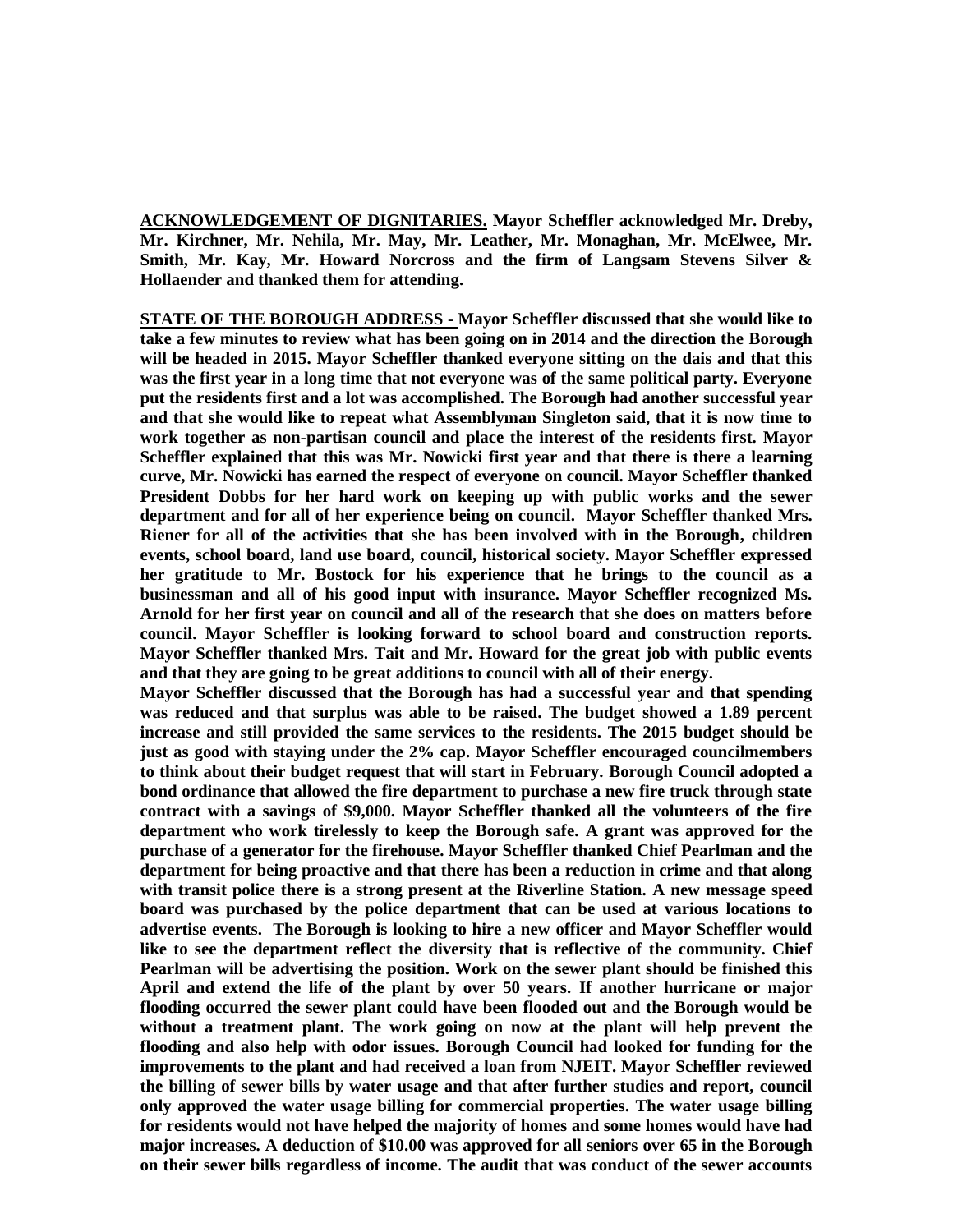**ACKNOWLEDGEMENT OF DIGNITARIES. Mayor Scheffler acknowledged Mr. Dreby, Mr. Kirchner, Mr. Nehila, Mr. May, Mr. Leather, Mr. Monaghan, Mr. McElwee, Mr. Smith, Mr. Kay, Mr. Howard Norcross and the firm of Langsam Stevens Silver & Hollaender and thanked them for attending.**

**STATE OF THE BOROUGH ADDRESS - Mayor Scheffler discussed that she would like to take a few minutes to review what has been going on in 2014 and the direction the Borough will be headed in 2015. Mayor Scheffler thanked everyone sitting on the dais and that this was the first year in a long time that not everyone was of the same political party. Everyone put the residents first and a lot was accomplished. The Borough had another successful year and that she would like to repeat what Assemblyman Singleton said, that it is now time to work together as non-partisan council and place the interest of the residents first. Mayor Scheffler explained that this was Mr. Nowicki first year and that there is there a learning curve, Mr. Nowicki has earned the respect of everyone on council. Mayor Scheffler thanked President Dobbs for her hard work on keeping up with public works and the sewer department and for all of her experience being on council. Mayor Scheffler thanked Mrs. Riener for all of the activities that she has been involved with in the Borough, children events, school board, land use board, council, historical society. Mayor Scheffler expressed her gratitude to Mr. Bostock for his experience that he brings to the council as a businessman and all of his good input with insurance. Mayor Scheffler recognized Ms. Arnold for her first year on council and all of the research that she does on matters before council. Mayor Scheffler is looking forward to school board and construction reports. Mayor Scheffler thanked Mrs. Tait and Mr. Howard for the great job with public events and that they are going to be great additions to council with all of their energy.**

**Mayor Scheffler discussed that the Borough has had a successful year and that spending was reduced and that surplus was able to be raised. The budget showed a 1.89 percent increase and still provided the same services to the residents. The 2015 budget should be just as good with staying under the 2% cap. Mayor Scheffler encouraged councilmembers to think about their budget request that will start in February. Borough Council adopted a bond ordinance that allowed the fire department to purchase a new fire truck through state contract with a savings of $9,000. Mayor Scheffler thanked all the volunteers of the fire department who work tirelessly to keep the Borough safe. A grant was approved for the purchase of a generator for the firehouse. Mayor Scheffler thanked Chief Pearlman and the department for being proactive and that there has been a reduction in crime and that along with transit police there is a strong present at the Riverline Station. A new message speed board was purchased by the police department that can be used at various locations to advertise events. The Borough is looking to hire a new officer and Mayor Scheffler would like to see the department reflect the diversity that is reflective of the community. Chief Pearlman will be advertising the position. Work on the sewer plant should be finished this April and extend the life of the plant by over 50 years. If another hurricane or major flooding occurred the sewer plant could have been flooded out and the Borough would be without a treatment plant. The work going on now at the plant will help prevent the flooding and also help with odor issues. Borough Council had looked for funding for the improvements to the plant and had received a loan from NJEIT. Mayor Scheffler reviewed the billing of sewer bills by water usage and that after further studies and report, council only approved the water usage billing for commercial properties. The water usage billing for residents would not have helped the majority of homes and some homes would have had major increases. A deduction of $10.00 was approved for all seniors over 65 in the Borough on their sewer bills regardless of income. The audit that was conduct of the sewer accounts**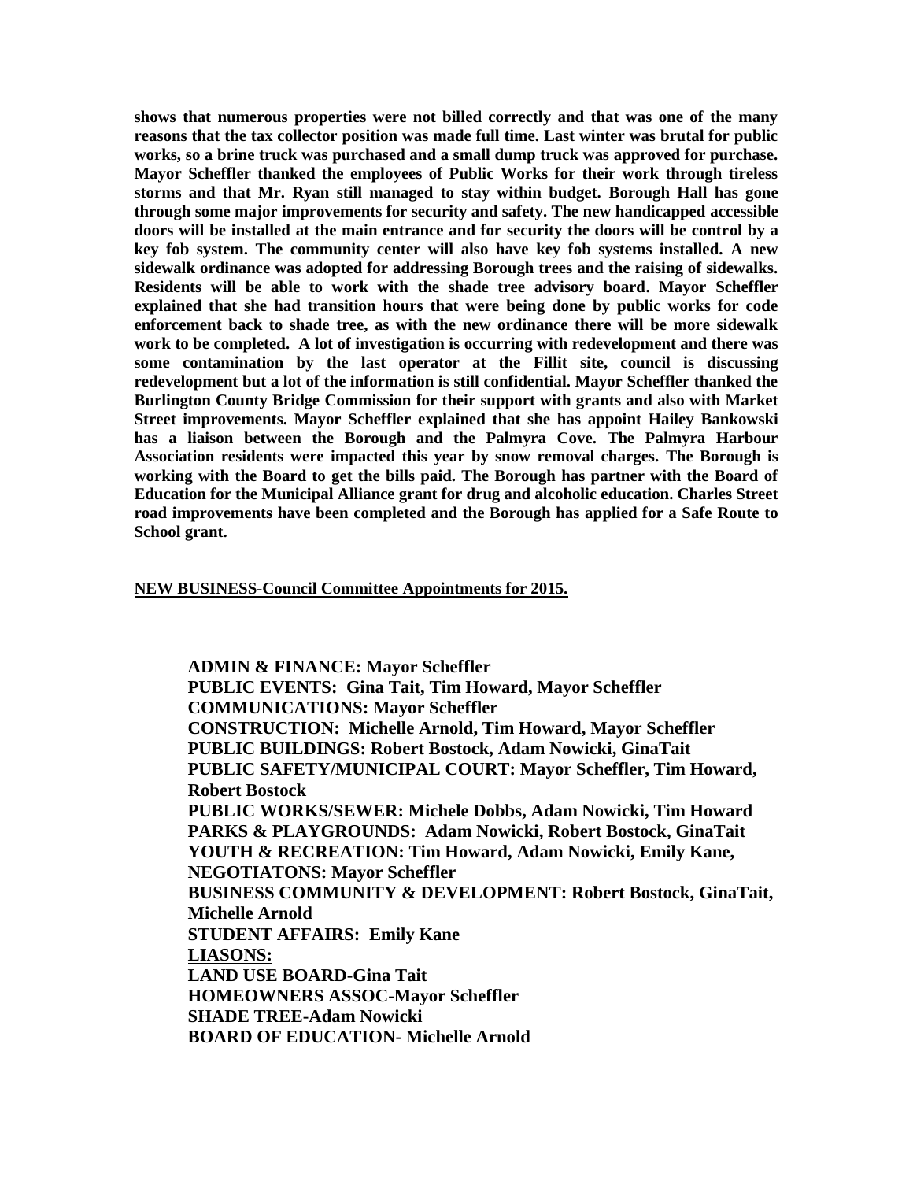**shows that numerous properties were not billed correctly and that was one of the many reasons that the tax collector position was made full time. Last winter was brutal for public works, so a brine truck was purchased and a small dump truck was approved for purchase. Mayor Scheffler thanked the employees of Public Works for their work through tireless storms and that Mr. Ryan still managed to stay within budget. Borough Hall has gone through some major improvements for security and safety. The new handicapped accessible doors will be installed at the main entrance and for security the doors will be control by a key fob system. The community center will also have key fob systems installed. A new sidewalk ordinance was adopted for addressing Borough trees and the raising of sidewalks. Residents will be able to work with the shade tree advisory board. Mayor Scheffler explained that she had transition hours that were being done by public works for code enforcement back to shade tree, as with the new ordinance there will be more sidewalk work to be completed. A lot of investigation is occurring with redevelopment and there was some contamination by the last operator at the Fillit site, council is discussing redevelopment but a lot of the information is still confidential. Mayor Scheffler thanked the Burlington County Bridge Commission for their support with grants and also with Market Street improvements. Mayor Scheffler explained that she has appoint Hailey Bankowski has a liaison between the Borough and the Palmyra Cove. The Palmyra Harbour Association residents were impacted this year by snow removal charges. The Borough is working with the Board to get the bills paid. The Borough has partner with the Board of Education for the Municipal Alliance grant for drug and alcoholic education. Charles Street road improvements have been completed and the Borough has applied for a Safe Route to School grant.**

**NEW BUSINESS-Council Committee Appointments for 2015.**

**ADMIN & FINANCE: Mayor Scheffler**
**PUBLIC EVENTS: Gina Tait, Tim Howard, Mayor Scheffler**
**COMMUNICATIONS: Mayor Scheffler**
**CONSTRUCTION: Michelle Arnold, Tim Howard, Mayor Scheffler**
**PUBLIC BUILDINGS: Robert Bostock, Adam Nowicki, GinaTait**
**PUBLIC SAFETY/MUNICIPAL COURT: Mayor Scheffler, Tim Howard, Robert Bostock**
**PUBLIC WORKS/SEWER: Michele Dobbs, Adam Nowicki, Tim Howard**
**PARKS & PLAYGROUNDS: Adam Nowicki, Robert Bostock, GinaTait**
**YOUTH & RECREATION: Tim Howard, Adam Nowicki, Emily Kane,**
**NEGOTIATONS: Mayor Scheffler**
**BUSINESS COMMUNITY & DEVELOPMENT: Robert Bostock, GinaTait, Michelle Arnold**
**STUDENT AFFAIRS: Emily Kane**
**LIASONS:**
**LAND USE BOARD-Gina Tait**
**HOMEOWNERS ASSOC-Mayor Scheffler**
**SHADE TREE-Adam Nowicki**
**BOARD OF EDUCATION- Michelle Arnold**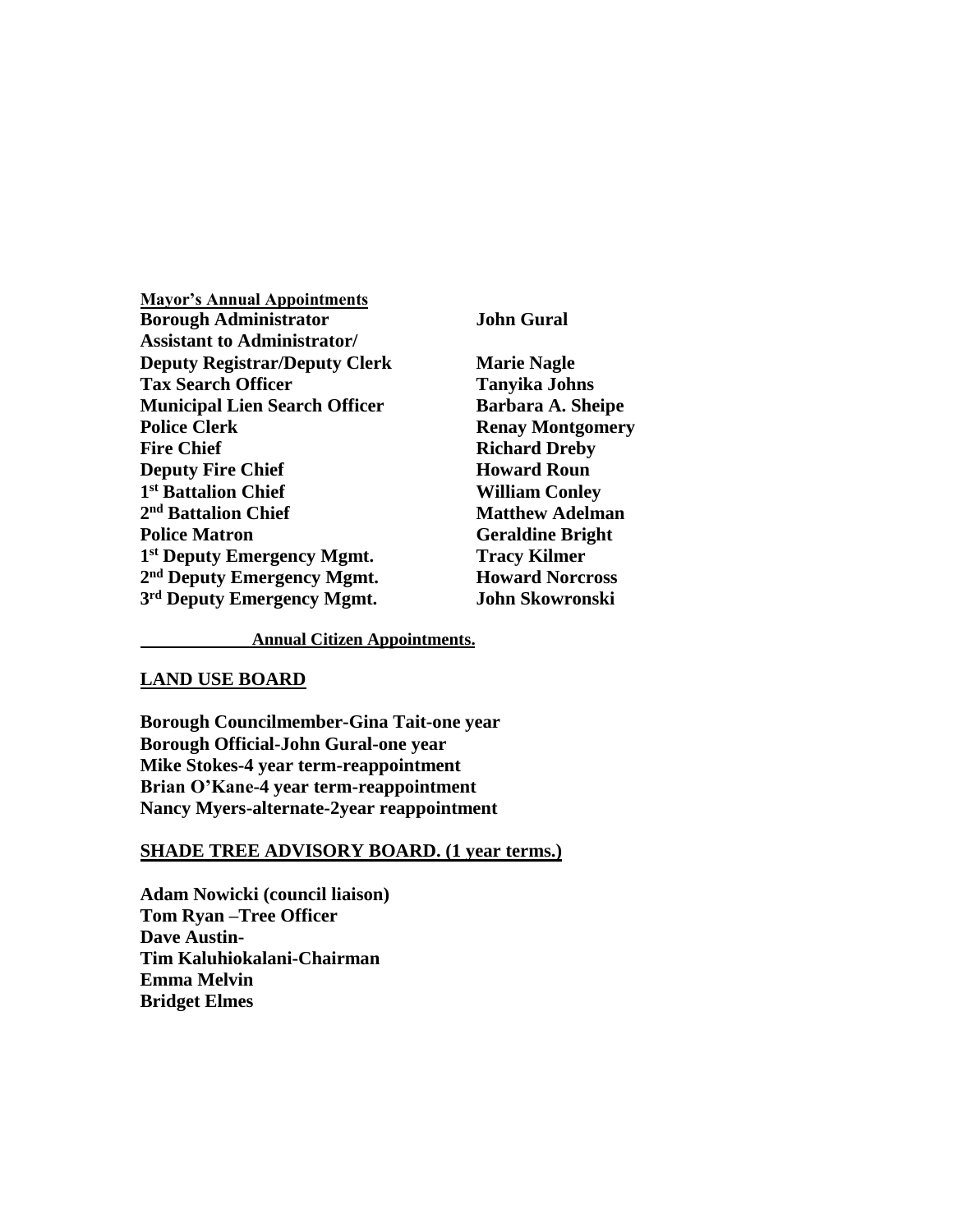**Mayor's Annual Appointments**

| | |
|---|---|
| **Borough Administrator** | **John Gural** |
| **Assistant to Administrator/ Deputy Registrar/Deputy Clerk** | **Marie Nagle** |
| **Tax Search Officer** | **Tanyika Johns** |
| **Municipal Lien Search Officer** | **Barbara A. Sheipe** |
| **Police Clerk** | **Renay Montgomery** |
| **Fire Chief** | **Richard Dreby** |
| **Deputy Fire Chief** | **Howard Roun** |
| **1st Battalion Chief** | **William Conley** |
| **2nd Battalion Chief** | **Matthew Adelman** |
| **Police Matron** | **Geraldine Bright** |
| **1st Deputy Emergency Mgmt.** | **Tracy Kilmer** |
| **2nd Deputy Emergency Mgmt.** | **Howard Norcross** |
| **3rd Deputy Emergency Mgmt.** | **John Skowronski** |

**Annual Citizen Appointments.**

**LAND USE BOARD**

**Borough Councilmember-Gina Tait-one year**
**Borough Official-John Gural-one year**
**Mike Stokes-4 year term-reappointment**
**Brian O'Kane-4 year term-reappointment**
**Nancy Myers-alternate-2year reappointment**

**SHADE TREE ADVISORY BOARD. (1 year terms.)**

**Adam Nowicki (council liaison)**
**Tom Ryan –Tree Officer**
**Dave Austin-**
**Tim Kaluhiokalani-Chairman**
**Emma Melvin**
**Bridget Elmes**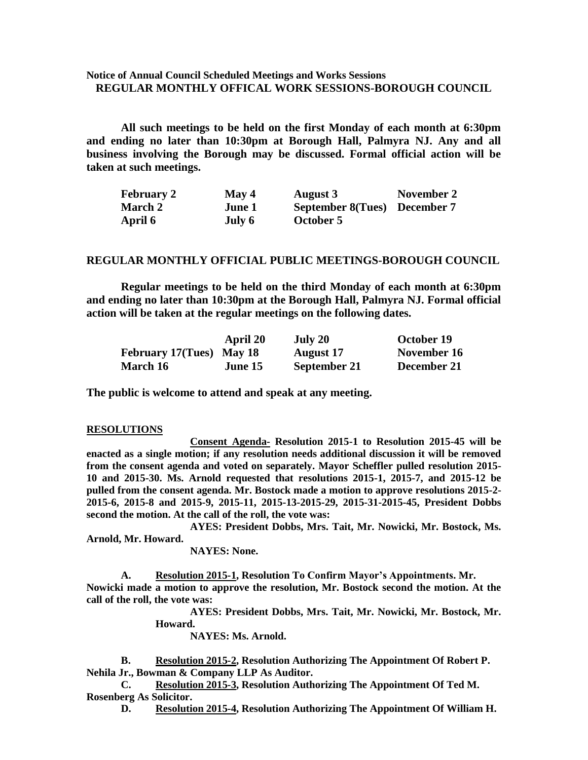**Notice of Annual Council Scheduled Meetings and Works Sessions**
**REGULAR MONTHLY OFFICAL WORK SESSIONS-BOROUGH COUNCIL**

**All such meetings to be held on the first Monday of each month at 6:30pm and ending no later than 10:30pm at Borough Hall, Palmyra NJ. Any and all business involving the Borough may be discussed. Formal official action will be taken at such meetings.**

| | | | |
|---|---|---|---|
| **February 2** | **May 4** | **August 3** | **November 2** |
| **March 2** | **June 1** | **September 8(Tues)** | **December 7** |
| **April 6** | **July 6** | **October 5** | |

**REGULAR MONTHLY OFFICIAL PUBLIC MEETINGS-BOROUGH COUNCIL**

**Regular meetings to be held on the third Monday of each month at 6:30pm and ending no later than 10:30pm at the Borough Hall, Palmyra NJ. Formal official action will be taken at the regular meetings on the following dates.**

| | | | |
|---|---|---|---|
| | **April 20** | **July 20** | **October 19** |
| **February 17(Tues)** | **May 18** | **August 17** | **November 16** |
| **March 16** | **June 15** | **September 21** | **December 21** |

**The public is welcome to attend and speak at any meeting.**

**RESOLUTIONS**

**Consent Agenda- Resolution 2015-1 to Resolution 2015-45 will be enacted as a single motion; if any resolution needs additional discussion it will be removed from the consent agenda and voted on separately. Mayor Scheffler pulled resolution 2015-10 and 2015-30. Ms. Arnold requested that resolutions 2015-1, 2015-7, and 2015-12 be pulled from the consent agenda. Mr. Bostock made a motion to approve resolutions 2015-2-2015-6, 2015-8 and 2015-9, 2015-11, 2015-13-2015-29, 2015-31-2015-45, President Dobbs second the motion. At the call of the roll, the vote was:**

**AYES: President Dobbs, Mrs. Tait, Mr. Nowicki, Mr. Bostock, Ms. Arnold, Mr. Howard.**

**NAYES: None.**

**A. Resolution 2015-1, Resolution To Confirm Mayor's Appointments. Mr. Nowicki made a motion to approve the resolution, Mr. Bostock second the motion. At the call of the roll, the vote was:**

**AYES: President Dobbs, Mrs. Tait, Mr. Nowicki, Mr. Bostock, Mr. Howard.**

**NAYES: Ms. Arnold.**

**B. Resolution 2015-2, Resolution Authorizing The Appointment Of Robert P. Nehila Jr., Bowman & Company LLP As Auditor.**

**C. Resolution 2015-3, Resolution Authorizing The Appointment Of Ted M. Rosenberg As Solicitor.**

**D. Resolution 2015-4, Resolution Authorizing The Appointment Of William H.**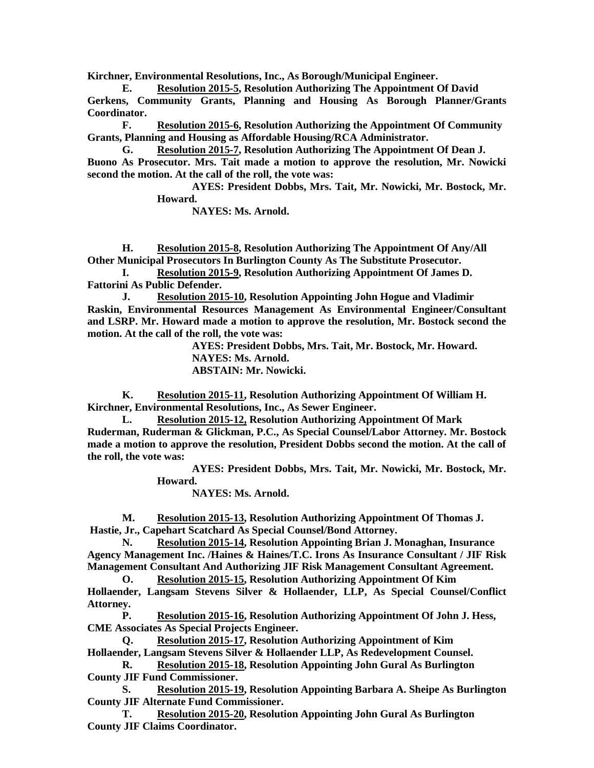**Kirchner, Environmental Resolutions, Inc., As Borough/Municipal Engineer.**

**E. Resolution 2015-5, Resolution Authorizing The Appointment Of David Gerkens, Community Grants, Planning and Housing As Borough Planner/Grants Coordinator.**

**F. Resolution 2015-6, Resolution Authorizing the Appointment Of Community Grants, Planning and Housing as Affordable Housing/RCA Administrator.**

**G. Resolution 2015-7, Resolution Authorizing The Appointment Of Dean J. Buono As Prosecutor. Mrs. Tait made a motion to approve the resolution, Mr. Nowicki second the motion. At the call of the roll, the vote was:**

**AYES: President Dobbs, Mrs. Tait, Mr. Nowicki, Mr. Bostock, Mr. Howard.**

**NAYES: Ms. Arnold.**

**H. Resolution 2015-8, Resolution Authorizing The Appointment Of Any/All Other Municipal Prosecutors In Burlington County As The Substitute Prosecutor.**

**I. Resolution 2015-9, Resolution Authorizing Appointment Of James D. Fattorini As Public Defender.**

**J. Resolution 2015-10, Resolution Appointing John Hogue and Vladimir Raskin, Environmental Resources Management As Environmental Engineer/Consultant and LSRP. Mr. Howard made a motion to approve the resolution, Mr. Bostock second the motion. At the call of the roll, the vote was:**

**AYES: President Dobbs, Mrs. Tait, Mr. Bostock, Mr. Howard.**

**NAYES: Ms. Arnold.**

**ABSTAIN: Mr. Nowicki.**

**K. Resolution 2015-11, Resolution Authorizing Appointment Of William H. Kirchner, Environmental Resolutions, Inc., As Sewer Engineer.**

**L. Resolution 2015-12, Resolution Authorizing Appointment Of Mark Ruderman, Ruderman & Glickman, P.C., As Special Counsel/Labor Attorney. Mr. Bostock made a motion to approve the resolution, President Dobbs second the motion. At the call of the roll, the vote was:**

**AYES: President Dobbs, Mrs. Tait, Mr. Nowicki, Mr. Bostock, Mr. Howard.**

**NAYES: Ms. Arnold.**

**M. Resolution 2015-13, Resolution Authorizing Appointment Of Thomas J. Hastie, Jr., Capehart Scatchard As Special Counsel/Bond Attorney.**

**N. Resolution 2015-14, Resolution Appointing Brian J. Monaghan, Insurance Agency Management Inc. /Haines & Haines/T.C. Irons As Insurance Consultant / JIF Risk Management Consultant And Authorizing JIF Risk Management Consultant Agreement.**

**O. Resolution 2015-15, Resolution Authorizing Appointment Of Kim Hollaender, Langsam Stevens Silver & Hollaender, LLP, As Special Counsel/Conflict Attorney.**

**P. Resolution 2015-16, Resolution Authorizing Appointment Of John J. Hess, CME Associates As Special Projects Engineer.**

**Q. Resolution 2015-17, Resolution Authorizing Appointment of Kim Hollaender, Langsam Stevens Silver & Hollaender LLP, As Redevelopment Counsel.**

**R. Resolution 2015-18, Resolution Appointing John Gural As Burlington County JIF Fund Commissioner.**

**S. Resolution 2015-19, Resolution Appointing Barbara A. Sheipe As Burlington County JIF Alternate Fund Commissioner.**

**T. Resolution 2015-20, Resolution Appointing John Gural As Burlington County JIF Claims Coordinator.**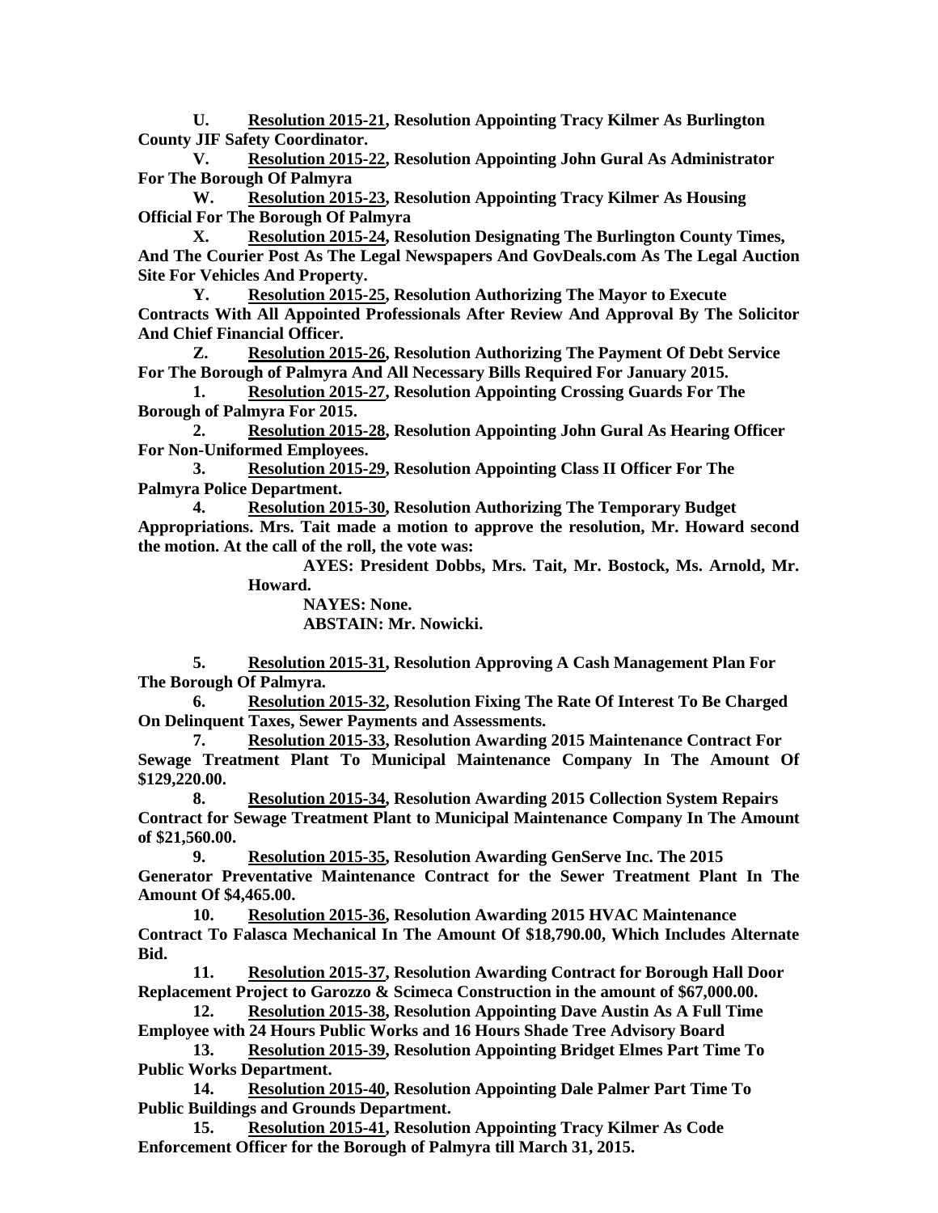**U. Resolution 2015-21, Resolution Appointing Tracy Kilmer As Burlington County JIF Safety Coordinator.**

**V. Resolution 2015-22, Resolution Appointing John Gural As Administrator For The Borough Of Palmyra**

**W. Resolution 2015-23, Resolution Appointing Tracy Kilmer As Housing Official For The Borough Of Palmyra**

**X. Resolution 2015-24, Resolution Designating The Burlington County Times, And The Courier Post As The Legal Newspapers And GovDeals.com As The Legal Auction Site For Vehicles And Property.**

**Y. Resolution 2015-25, Resolution Authorizing The Mayor to Execute Contracts With All Appointed Professionals After Review And Approval By The Solicitor And Chief Financial Officer.**

**Z. Resolution 2015-26, Resolution Authorizing The Payment Of Debt Service For The Borough of Palmyra And All Necessary Bills Required For January 2015.**

**1. Resolution 2015-27, Resolution Appointing Crossing Guards For The Borough of Palmyra For 2015.**

**2. Resolution 2015-28, Resolution Appointing John Gural As Hearing Officer For Non-Uniformed Employees.**

**3. Resolution 2015-29, Resolution Appointing Class II Officer For The Palmyra Police Department.**

**4. Resolution 2015-30, Resolution Authorizing The Temporary Budget Appropriations. Mrs. Tait made a motion to approve the resolution, Mr. Howard second the motion. At the call of the roll, the vote was:**

**AYES: President Dobbs, Mrs. Tait, Mr. Bostock, Ms. Arnold, Mr. Howard.**

**NAYES: None.**

**ABSTAIN: Mr. Nowicki.**

**5. Resolution 2015-31, Resolution Approving A Cash Management Plan For The Borough Of Palmyra.**

**6. Resolution 2015-32, Resolution Fixing The Rate Of Interest To Be Charged On Delinquent Taxes, Sewer Payments and Assessments.**

**7. Resolution 2015-33, Resolution Awarding 2015 Maintenance Contract For Sewage Treatment Plant To Municipal Maintenance Company In The Amount Of $129,220.00.**

**8. Resolution 2015-34, Resolution Awarding 2015 Collection System Repairs Contract for Sewage Treatment Plant to Municipal Maintenance Company In The Amount of $21,560.00.**

**9. Resolution 2015-35, Resolution Awarding GenServe Inc. The 2015 Generator Preventative Maintenance Contract for the Sewer Treatment Plant In The Amount Of $4,465.00.**

**10. Resolution 2015-36, Resolution Awarding 2015 HVAC Maintenance Contract To Falasca Mechanical In The Amount Of $18,790.00, Which Includes Alternate Bid.**

**11. Resolution 2015-37, Resolution Awarding Contract for Borough Hall Door Replacement Project to Garozzo & Scimeca Construction in the amount of $67,000.00.**

**12. Resolution 2015-38, Resolution Appointing Dave Austin As A Full Time Employee with 24 Hours Public Works and 16 Hours Shade Tree Advisory Board**

**13. Resolution 2015-39, Resolution Appointing Bridget Elmes Part Time To Public Works Department.**

**14. Resolution 2015-40, Resolution Appointing Dale Palmer Part Time To Public Buildings and Grounds Department.**

**15. Resolution 2015-41, Resolution Appointing Tracy Kilmer As Code Enforcement Officer for the Borough of Palmyra till March 31, 2015.**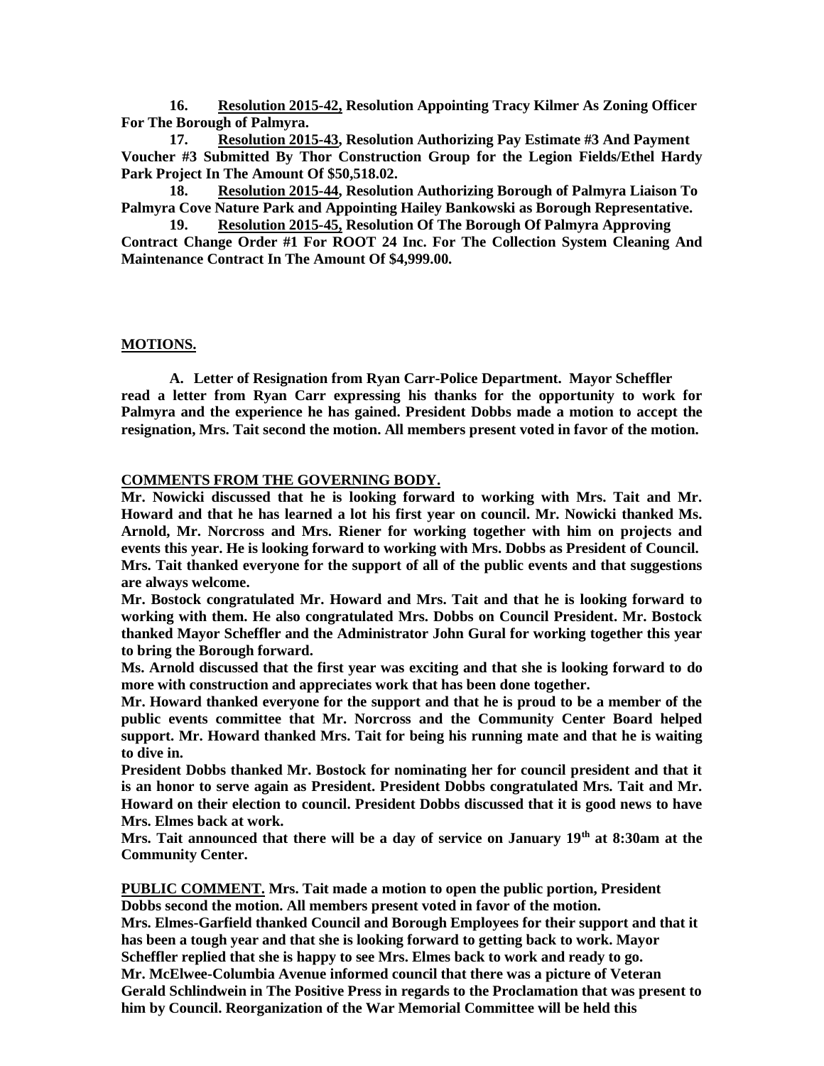**16. Resolution 2015-42, Resolution Appointing Tracy Kilmer As Zoning Officer For The Borough of Palmyra.**

**17. Resolution 2015-43, Resolution Authorizing Pay Estimate #3 And Payment Voucher #3 Submitted By Thor Construction Group for the Legion Fields/Ethel Hardy Park Project In The Amount Of $50,518.02.**

**18. Resolution 2015-44, Resolution Authorizing Borough of Palmyra Liaison To Palmyra Cove Nature Park and Appointing Hailey Bankowski as Borough Representative.**

**19. Resolution 2015-45, Resolution Of The Borough Of Palmyra Approving Contract Change Order #1 For ROOT 24 Inc. For The Collection System Cleaning And Maintenance Contract In The Amount Of $4,999.00.**

**MOTIONS.**

**A. Letter of Resignation from Ryan Carr-Police Department. Mayor Scheffler read a letter from Ryan Carr expressing his thanks for the opportunity to work for Palmyra and the experience he has gained. President Dobbs made a motion to accept the resignation, Mrs. Tait second the motion. All members present voted in favor of the motion.**

**COMMENTS FROM THE GOVERNING BODY.**

**Mr. Nowicki discussed that he is looking forward to working with Mrs. Tait and Mr. Howard and that he has learned a lot his first year on council. Mr. Nowicki thanked Ms. Arnold, Mr. Norcross and Mrs. Riener for working together with him on projects and events this year. He is looking forward to working with Mrs. Dobbs as President of Council.**

**Mrs. Tait thanked everyone for the support of all of the public events and that suggestions are always welcome.**

**Mr. Bostock congratulated Mr. Howard and Mrs. Tait and that he is looking forward to working with them. He also congratulated Mrs. Dobbs on Council President. Mr. Bostock thanked Mayor Scheffler and the Administrator John Gural for working together this year to bring the Borough forward.**

**Ms. Arnold discussed that the first year was exciting and that she is looking forward to do more with construction and appreciates work that has been done together.**

**Mr. Howard thanked everyone for the support and that he is proud to be a member of the public events committee that Mr. Norcross and the Community Center Board helped support. Mr. Howard thanked Mrs. Tait for being his running mate and that he is waiting to dive in.**

**President Dobbs thanked Mr. Bostock for nominating her for council president and that it is an honor to serve again as President. President Dobbs congratulated Mrs. Tait and Mr. Howard on their election to council. President Dobbs discussed that it is good news to have Mrs. Elmes back at work.**

**Mrs. Tait announced that there will be a day of service on January 19th at 8:30am at the Community Center.**

**PUBLIC COMMENT. Mrs. Tait made a motion to open the public portion, President Dobbs second the motion. All members present voted in favor of the motion.**

**Mrs. Elmes-Garfield thanked Council and Borough Employees for their support and that it has been a tough year and that she is looking forward to getting back to work. Mayor Scheffler replied that she is happy to see Mrs. Elmes back to work and ready to go.**

**Mr. McElwee-Columbia Avenue informed council that there was a picture of Veteran Gerald Schlindwein in The Positive Press in regards to the Proclamation that was present to him by Council. Reorganization of the War Memorial Committee will be held this**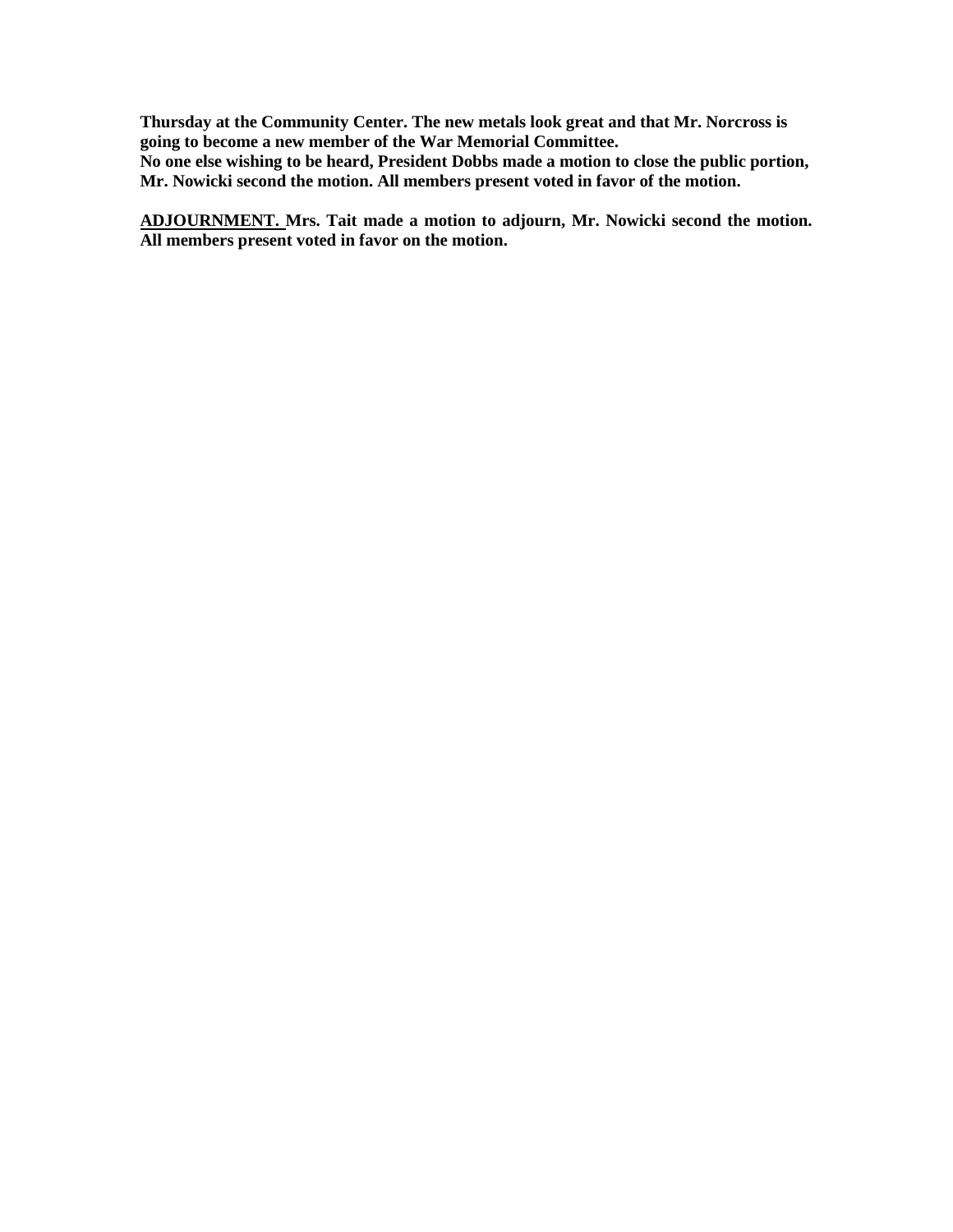**Thursday at the Community Center. The new metals look great and that Mr. Norcross is going to become a new member of the War Memorial Committee.**
**No one else wishing to be heard, President Dobbs made a motion to close the public portion, Mr. Nowicki second the motion. All members present voted in favor of the motion.**

**<u>ADJOURNMENT.</u> Mrs. Tait made a motion to adjourn, Mr. Nowicki second the motion. All members present voted in favor on the motion.**